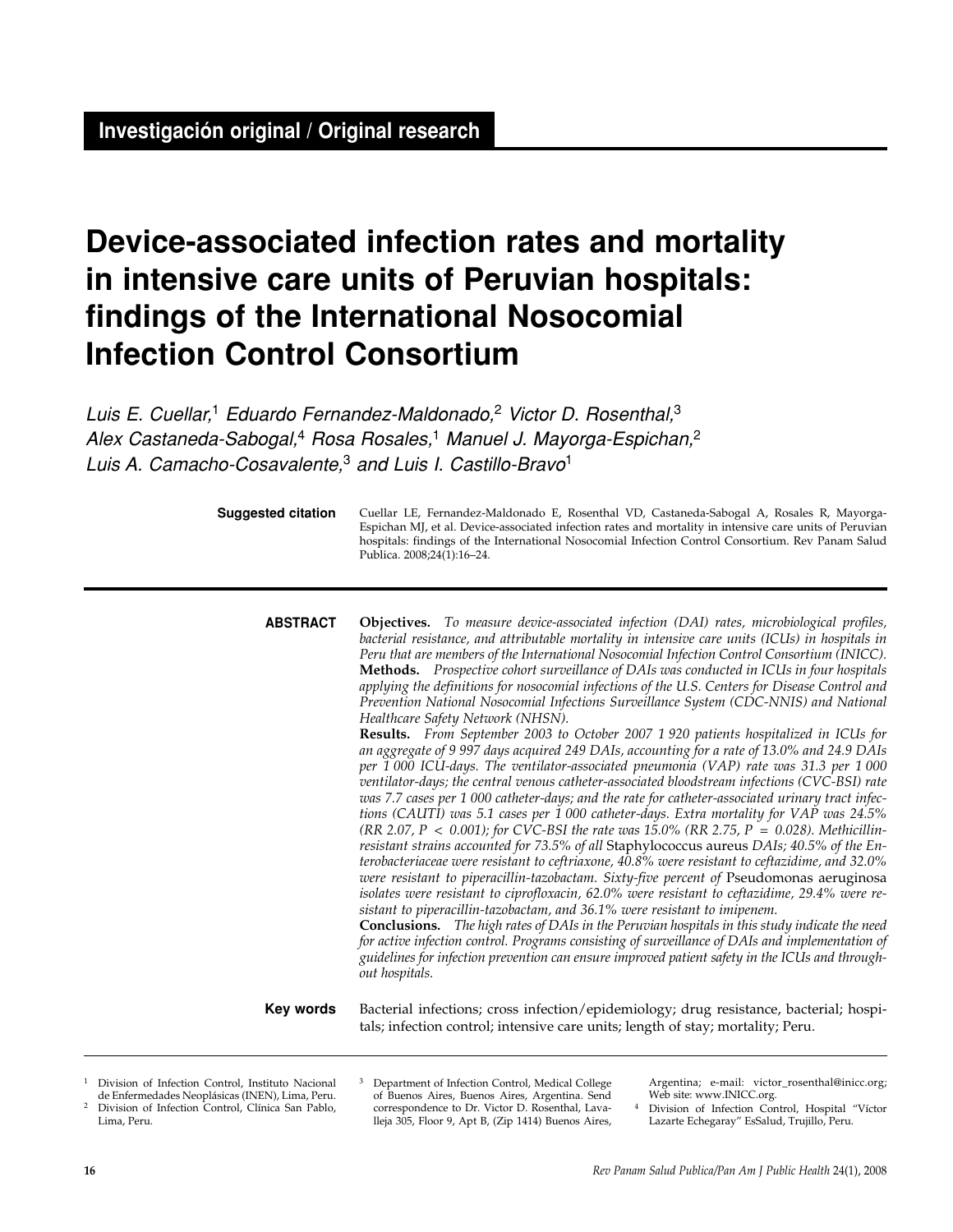**Investigación original / Original research**

# Device-associated infection rates and mortality in intensive care units of Peruvian hospitals: findings of the International Nosocomial Infection Control Consortium

*Luis E. Cuellar,*[1] *Eduardo Fernandez-Maldonado,*[2] *Victor D. Rosenthal,*[3] *Alex Castaneda-Sabogal,*[4] *Rosa Rosales,*[1] *Manuel J. Mayorga-Espichan,*[2] *Luis A. Camacho-Cosavalente,*[3] *and Luis I. Castillo-Bravo*[1]

**Suggested citation** Cuellar LE, Fernandez-Maldonado E, Rosenthal VD, Castaneda-Sabogal A, Rosales R, Mayorga-Espichan MJ, et al. Device-associated infection rates and mortality in intensive care units of Peruvian hospitals: findings of the International Nosocomial Infection Control Consortium. Rev Panam Salud Publica. 2008;24(1):16–24.

**ABSTRACT**

**Objectives.** *To measure device-associated infection (DAI) rates, microbiological profiles, bacterial resistance, and attributable mortality in intensive care units (ICUs) in hospitals in Peru that are members of the International Nosocomial Infection Control Consortium (INICC).*

**Methods.** *Prospective cohort surveillance of DAIs was conducted in ICUs in four hospitals applying the definitions for nosocomial infections of the U.S. Centers for Disease Control and Prevention National Nosocomial Infections Surveillance System (CDC-NNIS) and National Healthcare Safety Network (NHSN).*

**Results.** *From September 2003 to October 2007 1 920 patients hospitalized in ICUs for an aggregate of 9 997 days acquired 249 DAIs, accounting for a rate of 13.0% and 24.9 DAIs per 1 000 ICU-days. The ventilator-associated pneumonia (VAP) rate was 31.3 per 1 000 ventilator-days; the central venous catheter-associated bloodstream infections (CVC-BSI) rate was 7.7 cases per 1 000 catheter-days; and the rate for catheter-associated urinary tract infections (CAUTI) was 5.1 cases per 1 000 catheter-days. Extra mortality for VAP was 24.5% (RR 2.07, $P < 0.001$); for CVC-BSI the rate was 15.0% (RR 2.75, $P = 0.028$). Methicillin-resistant strains accounted for 73.5% of all* Staphylococcus aureus *DAIs; 40.5% of the Enterobacteriaceae were resistant to ceftriaxone, 40.8% were resistant to ceftazidime, and 32.0% were resistant to piperacillin-tazobactam. Sixty-five percent of* Pseudomonas aeruginosa *isolates were resistant to ciprofloxacin, 62.0% were resistant to ceftazidime, 29.4% were resistant to piperacillin-tazobactam, and 36.1% were resistant to imipenem.*

**Conclusions.** *The high rates of DAIs in the Peruvian hospitals in this study indicate the need for active infection control. Programs consisting of surveillance of DAIs and implementation of guidelines for infection prevention can ensure improved patient safety in the ICUs and throughout hospitals.*

**Key words** Bacterial infections; cross infection/epidemiology; drug resistance, bacterial; hospitals; infection control; intensive care units; length of stay; mortality; Peru.

---

[1] Division of Infection Control, Instituto Nacional de Enfermedades Neoplásicas (INEN), Lima, Peru.

[2] Division of Infection Control, Clínica San Pablo, Lima, Peru.

[3] Department of Infection Control, Medical College of Buenos Aires, Buenos Aires, Argentina. Send correspondence to Dr. Victor D. Rosenthal, Lavalleja 305, Floor 9, Apt B, (Zip 1414) Buenos Aires, Argentina; e-mail: victor_rosenthal@inicc.org; Web site: www.INICC.org.

[4] Division of Infection Control, Hospital "Víctor Lazarte Echegaray" EsSalud, Trujillo, Peru.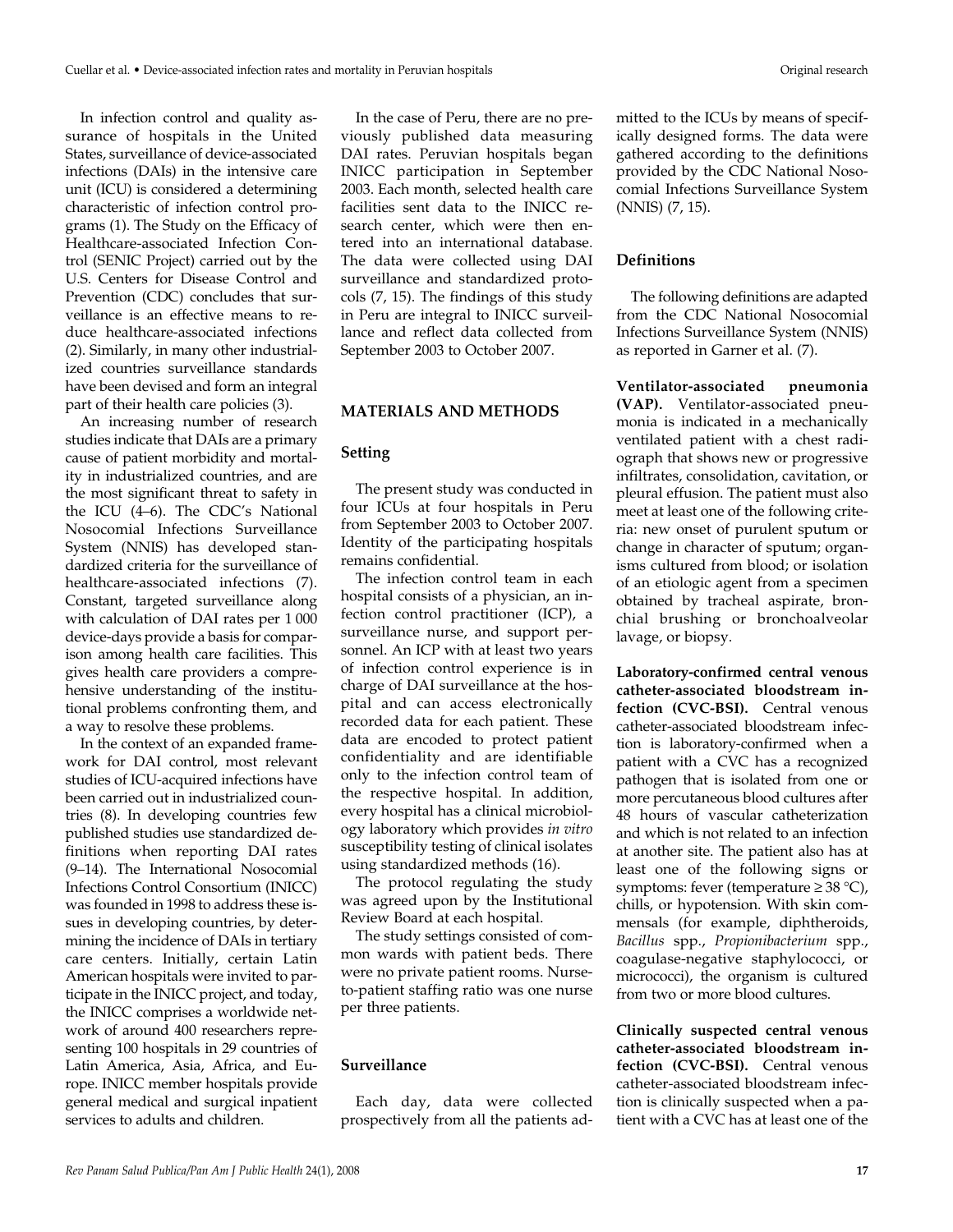In infection control and quality assurance of hospitals in the United States, surveillance of device-associated infections (DAIs) in the intensive care unit (ICU) is considered a determining characteristic of infection control programs (1). The Study on the Efficacy of Healthcare-associated Infection Control (SENIC Project) carried out by the U.S. Centers for Disease Control and Prevention (CDC) concludes that surveillance is an effective means to reduce healthcare-associated infections (2). Similarly, in many other industrialized countries surveillance standards have been devised and form an integral part of their health care policies (3).

An increasing number of research studies indicate that DAIs are a primary cause of patient morbidity and mortality in industrialized countries, and are the most significant threat to safety in the ICU (4–6). The CDC's National Nosocomial Infections Surveillance System (NNIS) has developed standardized criteria for the surveillance of healthcare-associated infections (7). Constant, targeted surveillance along with calculation of DAI rates per 1 000 device-days provide a basis for comparison among health care facilities. This gives health care providers a comprehensive understanding of the institutional problems confronting them, and a way to resolve these problems.

In the context of an expanded framework for DAI control, most relevant studies of ICU-acquired infections have been carried out in industrialized countries (8). In developing countries few published studies use standardized definitions when reporting DAI rates (9–14). The International Nosocomial Infections Control Consortium (INICC) was founded in 1998 to address these issues in developing countries, by determining the incidence of DAIs in tertiary care centers. Initially, certain Latin American hospitals were invited to participate in the INICC project, and today, the INICC comprises a worldwide network of around 400 researchers representing 100 hospitals in 29 countries of Latin America, Asia, Africa, and Europe. INICC member hospitals provide general medical and surgical inpatient services to adults and children.

In the case of Peru, there are no previously published data measuring DAI rates. Peruvian hospitals began INICC participation in September 2003. Each month, selected health care facilities sent data to the INICC research center, which were then entered into an international database. The data were collected using DAI surveillance and standardized protocols (7, 15). The findings of this study in Peru are integral to INICC surveillance and reflect data collected from September 2003 to October 2007.

## MATERIALS AND METHODS

### Setting

The present study was conducted in four ICUs at four hospitals in Peru from September 2003 to October 2007. Identity of the participating hospitals remains confidential.

The infection control team in each hospital consists of a physician, an infection control practitioner (ICP), a surveillance nurse, and support personnel. An ICP with at least two years of infection control experience is in charge of DAI surveillance at the hospital and can access electronically recorded data for each patient. These data are encoded to protect patient confidentiality and are identifiable only to the infection control team of the respective hospital. In addition, every hospital has a clinical microbiology laboratory which provides *in vitro* susceptibility testing of clinical isolates using standardized methods (16).

The protocol regulating the study was agreed upon by the Institutional Review Board at each hospital.

The study settings consisted of common wards with patient beds. There were no private patient rooms. Nurse-to-patient staffing ratio was one nurse per three patients.

### Surveillance

Each day, data were collected prospectively from all the patients admitted to the ICUs by means of specifically designed forms. The data were gathered according to the definitions provided by the CDC National Nosocomial Infections Surveillance System (NNIS) (7, 15).

### Definitions

The following definitions are adapted from the CDC National Nosocomial Infections Surveillance System (NNIS) as reported in Garner et al. (7).

**Ventilator-associated pneumonia (VAP).** Ventilator-associated pneumonia is indicated in a mechanically ventilated patient with a chest radiograph that shows new or progressive infiltrates, consolidation, cavitation, or pleural effusion. The patient must also meet at least one of the following criteria: new onset of purulent sputum or change in character of sputum; organisms cultured from blood; or isolation of an etiologic agent from a specimen obtained by tracheal aspirate, bronchial brushing or bronchoalveolar lavage, or biopsy.

**Laboratory-confirmed central venous catheter-associated bloodstream infection (CVC-BSI).** Central venous catheter-associated bloodstream infection is laboratory-confirmed when a patient with a CVC has a recognized pathogen that is isolated from one or more percutaneous blood cultures after 48 hours of vascular catheterization and which is not related to an infection at another site. The patient also has at least one of the following signs or symptoms: fever (temperature ≥ 38 °C), chills, or hypotension. With skin commensals (for example, diphtheroids, *Bacillus* spp., *Propionibacterium* spp., coagulase-negative staphylococci, or micrococci), the organism is cultured from two or more blood cultures.

**Clinically suspected central venous catheter-associated bloodstream infection (CVC-BSI).** Central venous catheter-associated bloodstream infection is clinically suspected when a patient with a CVC has at least one of the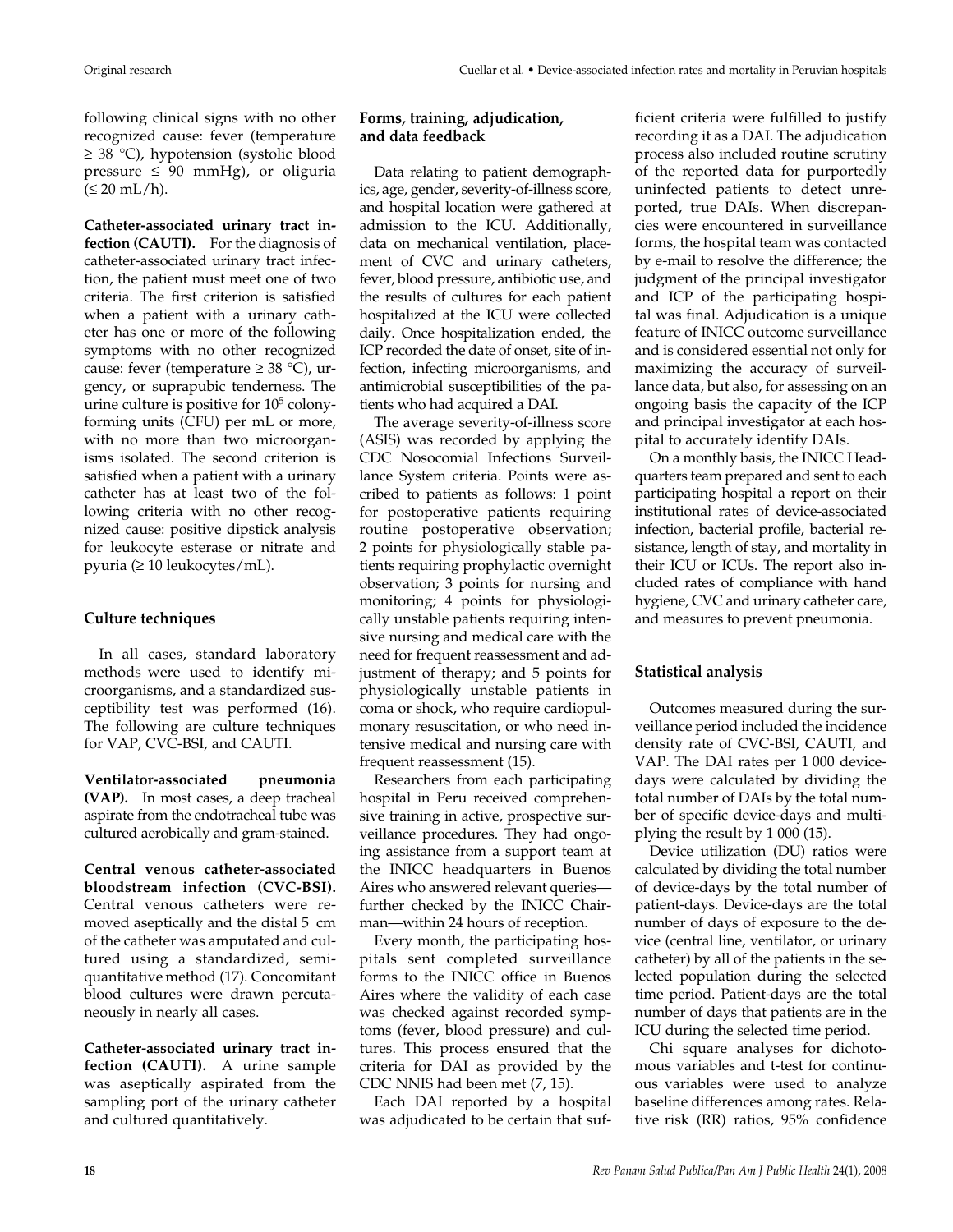following clinical signs with no other recognized cause: fever (temperature ≥ 38 °C), hypotension (systolic blood pressure ≤ 90 mmHg), or oliguria (≤ 20 mL/h).

**Catheter-associated urinary tract infection (CAUTI).** For the diagnosis of catheter-associated urinary tract infection, the patient must meet one of two criteria. The first criterion is satisfied when a patient with a urinary catheter has one or more of the following symptoms with no other recognized cause: fever (temperature ≥ 38 °C), urgency, or suprapubic tenderness. The urine culture is positive for $10^5$ colony-forming units (CFU) per mL or more, with no more than two microorganisms isolated. The second criterion is satisfied when a patient with a urinary catheter has at least two of the following criteria with no other recognized cause: positive dipstick analysis for leukocyte esterase or nitrate and pyuria (≥ 10 leukocytes/mL).

## Culture techniques

In all cases, standard laboratory methods were used to identify microorganisms, and a standardized susceptibility test was performed (16). The following are culture techniques for VAP, CVC-BSI, and CAUTI.

**Ventilator-associated pneumonia (VAP).** In most cases, a deep tracheal aspirate from the endotracheal tube was cultured aerobically and gram-stained.

**Central venous catheter-associated bloodstream infection (CVC-BSI).** Central venous catheters were removed aseptically and the distal 5 cm of the catheter was amputated and cultured using a standardized, semi-quantitative method (17). Concomitant blood cultures were drawn percutaneously in nearly all cases.

**Catheter-associated urinary tract infection (CAUTI).** A urine sample was aseptically aspirated from the sampling port of the urinary catheter and cultured quantitatively.

## Forms, training, adjudication, and data feedback

Data relating to patient demographics, age, gender, severity-of-illness score, and hospital location were gathered at admission to the ICU. Additionally, data on mechanical ventilation, placement of CVC and urinary catheters, fever, blood pressure, antibiotic use, and the results of cultures for each patient hospitalized at the ICU were collected daily. Once hospitalization ended, the ICP recorded the date of onset, site of infection, infecting microorganisms, and antimicrobial susceptibilities of the patients who had acquired a DAI.

The average severity-of-illness score (ASIS) was recorded by applying the CDC Nosocomial Infections Surveillance System criteria. Points were ascribed to patients as follows: 1 point for postoperative patients requiring routine postoperative observation; 2 points for physiologically stable patients requiring prophylactic overnight observation; 3 points for nursing and monitoring; 4 points for physiologically unstable patients requiring intensive nursing and medical care with the need for frequent reassessment and adjustment of therapy; and 5 points for physiologically unstable patients in coma or shock, who require cardiopulmonary resuscitation, or who need intensive medical and nursing care with frequent reassessment (15).

Researchers from each participating hospital in Peru received comprehensive training in active, prospective surveillance procedures. They had ongoing assistance from a support team at the INICC headquarters in Buenos Aires who answered relevant queries—further checked by the INICC Chairman—within 24 hours of reception.

Every month, the participating hospitals sent completed surveillance forms to the INICC office in Buenos Aires where the validity of each case was checked against recorded symptoms (fever, blood pressure) and cultures. This process ensured that the criteria for DAI as provided by the CDC NNIS had been met (7, 15).

Each DAI reported by a hospital was adjudicated to be certain that sufficient criteria were fulfilled to justify recording it as a DAI. The adjudication process also included routine scrutiny of the reported data for purportedly uninfected patients to detect unreported, true DAIs. When discrepancies were encountered in surveillance forms, the hospital team was contacted by e-mail to resolve the difference; the judgment of the principal investigator and ICP of the participating hospital was final. Adjudication is a unique feature of INICC outcome surveillance and is considered essential not only for maximizing the accuracy of surveillance data, but also, for assessing on an ongoing basis the capacity of the ICP and principal investigator at each hospital to accurately identify DAIs.

On a monthly basis, the INICC Headquarters team prepared and sent to each participating hospital a report on their institutional rates of device-associated infection, bacterial profile, bacterial resistance, length of stay, and mortality in their ICU or ICUs. The report also included rates of compliance with hand hygiene, CVC and urinary catheter care, and measures to prevent pneumonia.

## Statistical analysis

Outcomes measured during the surveillance period included the incidence density rate of CVC-BSI, CAUTI, and VAP. The DAI rates per 1 000 device-days were calculated by dividing the total number of DAIs by the total number of specific device-days and multiplying the result by 1 000 (15).

Device utilization (DU) ratios were calculated by dividing the total number of device-days by the total number of patient-days. Device-days are the total number of days of exposure to the device (central line, ventilator, or urinary catheter) by all of the patients in the selected population during the selected time period. Patient-days are the total number of days that patients are in the ICU during the selected time period.

Chi square analyses for dichotomous variables and t-test for continuous variables were used to analyze baseline differences among rates. Relative risk (RR) ratios, 95% confidence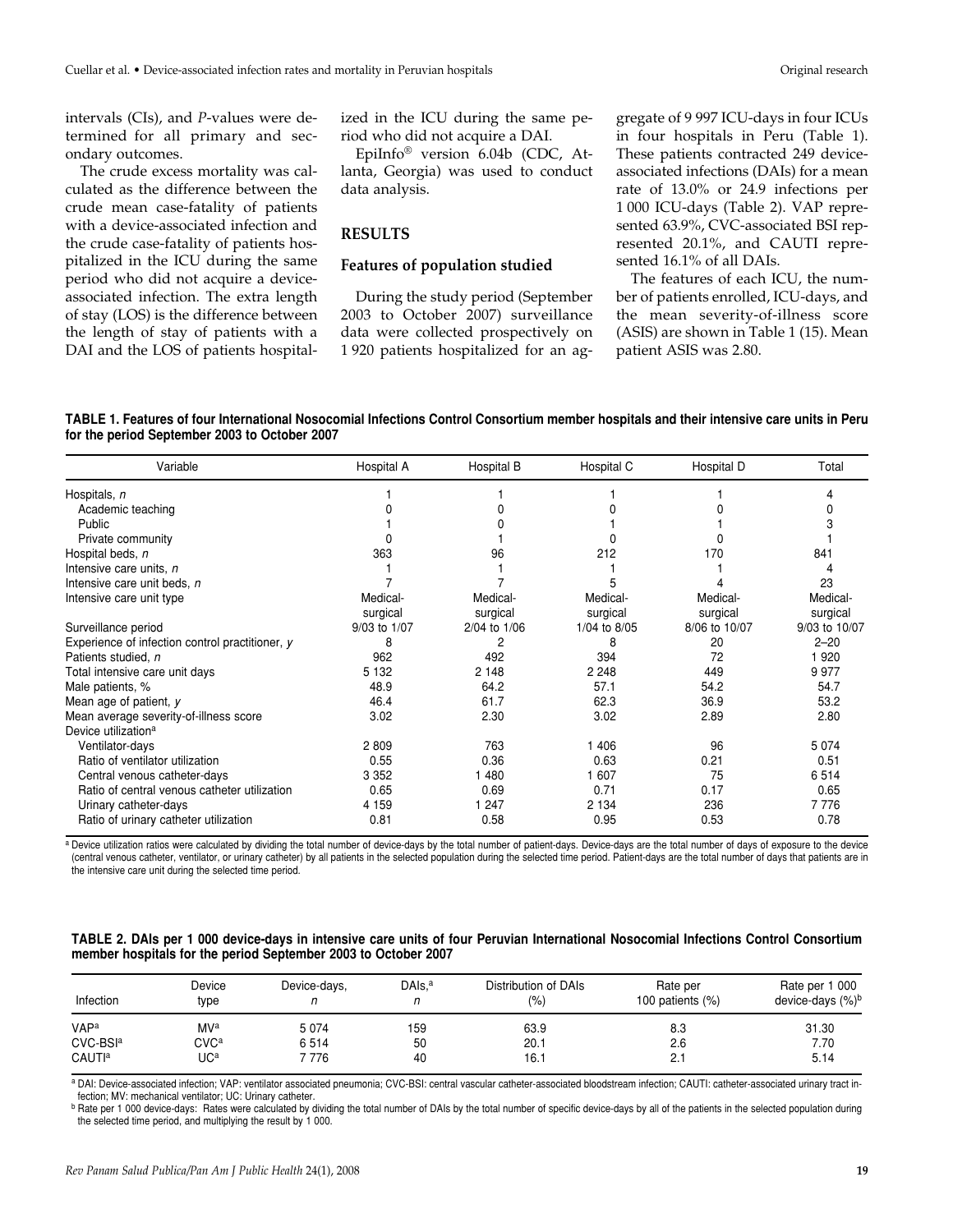intervals (CIs), and *P*-values were determined for all primary and secondary outcomes.

The crude excess mortality was calculated as the difference between the crude mean case-fatality of patients with a device-associated infection and the crude case-fatality of patients hospitalized in the ICU during the same period who did not acquire a device-associated infection. The extra length of stay (LOS) is the difference between the length of stay of patients with a DAI and the LOS of patients hospitalized in the ICU during the same period who did not acquire a DAI.

EpiInfo® version 6.04b (CDC, Atlanta, Georgia) was used to conduct data analysis.

## RESULTS

### Features of population studied

During the study period (September 2003 to October 2007) surveillance data were collected prospectively on 1 920 patients hospitalized for an aggregate of 9 997 ICU-days in four ICUs in four hospitals in Peru (Table 1). These patients contracted 249 device-associated infections (DAIs) for a mean rate of 13.0% or 24.9 infections per 1 000 ICU-days (Table 2). VAP represented 63.9%, CVC-associated BSI represented 20.1%, and CAUTI represented 16.1% of all DAIs.

The features of each ICU, the number of patients enrolled, ICU-days, and the mean severity-of-illness score (ASIS) are shown in Table 1 (15). Mean patient ASIS was 2.80.

**TABLE 1. Features of four International Nosocomial Infections Control Consortium member hospitals and their intensive care units in Peru for the period September 2003 to October 2007**

| Variable | Hospital A | Hospital B | Hospital C | Hospital D | Total |
|---|---|---|---|---|---|
| Hospitals, *n* | 1 | 1 | 1 | 1 | 4 |
| Academic teaching | 0 | 0 | 0 | 0 | 0 |
| Public | 1 | 0 | 1 | 1 | 3 |
| Private community | 0 | 1 | 0 | 0 | 1 |
| Hospital beds, *n* | 363 | 96 | 212 | 170 | 841 |
| Intensive care units, *n* | 1 | 1 | 1 | 1 | 4 |
| Intensive care unit beds, *n* | 7 | 7 | 5 | 4 | 23 |
| Intensive care unit type | Medical-surgical | Medical-surgical | Medical-surgical | Medical-surgical | Medical-surgical |
| Surveillance period | 9/03 to 1/07 | 2/04 to 1/06 | 1/04 to 8/05 | 8/06 to 10/07 | 9/03 to 10/07 |
| Experience of infection control practitioner, *y* | 8 | 2 | 8 | 20 | 2–20 |
| Patients studied, *n* | 962 | 492 | 394 | 72 | 1 920 |
| Total intensive care unit days | 5 132 | 2 148 | 2 248 | 449 | 9 977 |
| Male patients, % | 48.9 | 64.2 | 57.1 | 54.2 | 54.7 |
| Mean age of patient, *y* | 46.4 | 61.7 | 62.3 | 36.9 | 53.2 |
| Mean average severity-of-illness score | 3.02 | 2.30 | 3.02 | 2.89 | 2.80 |
| Device utilization[a] | | | | | |
| Ventilator-days | 2 809 | 763 | 1 406 | 96 | 5 074 |
| Ratio of ventilator utilization | 0.55 | 0.36 | 0.63 | 0.21 | 0.51 |
| Central venous catheter-days | 3 352 | 1 480 | 1 607 | 75 | 6 514 |
| Ratio of central venous catheter utilization | 0.65 | 0.69 | 0.71 | 0.17 | 0.65 |
| Urinary catheter-days | 4 159 | 1 247 | 2 134 | 236 | 7 776 |
| Ratio of urinary catheter utilization | 0.81 | 0.58 | 0.95 | 0.53 | 0.78 |

[a] Device utilization ratios were calculated by dividing the total number of device-days by the total number of patient-days. Device-days are the total number of days of exposure to the device (central venous catheter, ventilator, or urinary catheter) by all patients in the selected population during the selected time period. Patient-days are the total number of days that patients are in the intensive care unit during the selected time period.

**TABLE 2. DAIs per 1 000 device-days in intensive care units of four Peruvian International Nosocomial Infections Control Consortium member hospitals for the period September 2003 to October 2007**

| Infection | Device type | Device-days, *n* | DAIs,[a] *n* | Distribution of DAIs (%) | Rate per 100 patients (%) | Rate per 1 000 device-days (%)[b] |
|---|---|---|---|---|---|---|
| VAP[a] | MV[a] | 5 074 | 159 | 63.9 | 8.3 | 31.30 |
| CVC-BSI[a] | CVC[a] | 6 514 | 50 | 20.1 | 2.6 | 7.70 |
| CAUTI[a] | UC[a] | 7 776 | 40 | 16.1 | 2.1 | 5.14 |

[a] DAI: Device-associated infection; VAP: ventilator associated pneumonia; CVC-BSI: central vascular catheter-associated bloodstream infection; CAUTI: catheter-associated urinary tract infection; MV: mechanical ventilator; UC: Urinary catheter.

[b] Rate per 1 000 device-days: Rates were calculated by dividing the total number of DAIs by the total number of specific device-days by all of the patients in the selected population during the selected time period, and multiplying the result by 1 000.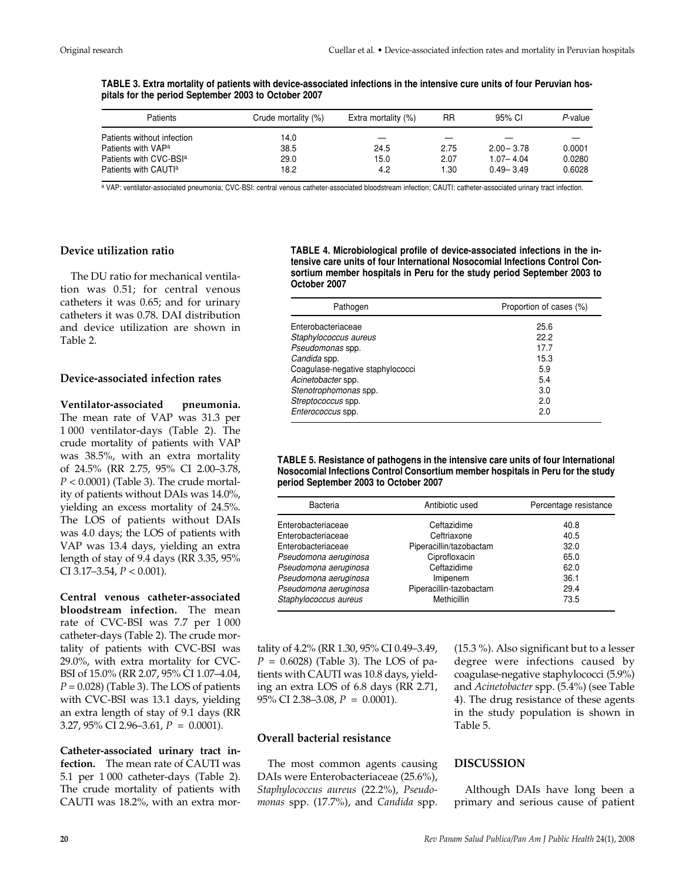**TABLE 3. Extra mortality of patients with device-associated infections in the intensive cure units of four Peruvian hospitals for the period September 2003 to October 2007**

| Patients | Crude mortality (%) | Extra mortality (%) | RR | 95% CI | *P*-value |
|---|---|---|---|---|---|
| Patients without infection | 14.0 | — | — | — | — |
| Patients with VAP[a] | 38.5 | 24.5 | 2.75 | 2.00– 3.78 | 0.0001 |
| Patients with CVC-BSI[a] | 29.0 | 15.0 | 2.07 | 1.07– 4.04 | 0.0280 |
| Patients with CAUTI[a] | 18.2 | 4.2 | 1.30 | 0.49– 3.49 | 0.6028 |

[a] VAP: ventilator-associated pneumonia; CVC-BSI: central venous catheter-associated bloodstream infection; CAUTI: catheter-associated urinary tract infection.

## Device utilization ratio

The DU ratio for mechanical ventilation was 0.51; for central venous catheters it was 0.65; and for urinary catheters it was 0.78. DAI distribution and device utilization are shown in Table 2.

## Device-associated infection rates

**Ventilator-associated pneumonia.** The mean rate of VAP was 31.3 per 1 000 ventilator-days (Table 2). The crude mortality of patients with VAP was 38.5%, with an extra mortality of 24.5% (RR 2.75, 95% CI 2.00–3.78, $P < 0.0001$) (Table 3). The crude mortality of patients without DAIs was 14.0%, yielding an excess mortality of 24.5%. The LOS of patients without DAIs was 4.0 days; the LOS of patients with VAP was 13.4 days, yielding an extra length of stay of 9.4 days (RR 3.35, 95% CI 3.17–3.54, $P < 0.001$).

**Central venous catheter-associated bloodstream infection.** The mean rate of CVC-BSI was 7.7 per 1 000 catheter-days (Table 2). The crude mortality of patients with CVC-BSI was 29.0%, with extra mortality for CVC-BSI of 15.0% (RR 2.07, 95% CI 1.07–4.04, $P = 0.028$) (Table 3). The LOS of patients with CVC-BSI was 13.1 days, yielding an extra length of stay of 9.1 days (RR 3.27, 95% CI 2.96–3.61, $P = 0.0001$).

**Catheter-associated urinary tract infection.** The mean rate of CAUTI was 5.1 per 1 000 catheter-days (Table 2). The crude mortality of patients with CAUTI was 18.2%, with an extra mortality of 4.2% (RR 1.30, 95% CI 0.49–3.49, $P = 0.6028$) (Table 3). The LOS of patients with CAUTI was 10.8 days, yielding an extra LOS of 6.8 days (RR 2.71, 95% CI 2.38–3.08, $P = 0.0001$).

**TABLE 4. Microbiological profile of device-associated infections in the intensive care units of four International Nosocomial Infections Control Consortium member hospitals in Peru for the study period September 2003 to October 2007**

| Pathogen | Proportion of cases (%) |
|---|---|
| Enterobacteriaceae | 25.6 |
| *Staphylococcus aureus* | 22.2 |
| *Pseudomonas* spp. | 17.7 |
| *Candida* spp. | 15.3 |
| Coagulase-negative staphylococci | 5.9 |
| *Acinetobacter* spp. | 5.4 |
| *Stenotrophomonas* spp. | 3.0 |
| *Streptococcus* spp. | 2.0 |
| *Enterococcus* spp. | 2.0 |

**TABLE 5. Resistance of pathogens in the intensive care units of four International Nosocomial Infections Control Consortium member hospitals in Peru for the study period September 2003 to October 2007**

| Bacteria | Antibiotic used | Percentage resistance |
|---|---|---|
| Enterobacteriaceae | Ceftazidime | 40.8 |
| Enterobacteriaceae | Ceftriaxone | 40.5 |
| Enterobacteriaceae | Piperacillin/tazobactam | 32.0 |
| *Pseudomona aeruginosa* | Ciprofloxacin | 65.0 |
| *Pseudomona aeruginosa* | Ceftazidime | 62.0 |
| *Pseudomona aeruginosa* | Imipenem | 36.1 |
| *Pseudomona aeruginosa* | Piperacillin-tazobactam | 29.4 |
| *Staphylococcus aureus* | Methicillin | 73.5 |

## Overall bacterial resistance

The most common agents causing DAIs were Enterobacteriaceae (25.6%), *Staphylococcus aureus* (22.2%), *Pseudomonas* spp. (17.7%), and *Candida* spp. (15.3 %). Also significant but to a lesser degree were infections caused by coagulase-negative staphylococci (5.9%) and *Acinetobacter* spp. (5.4%) (see Table 4). The drug resistance of these agents in the study population is shown in Table 5.

## DISCUSSION

Although DAIs have long been a primary and serious cause of patient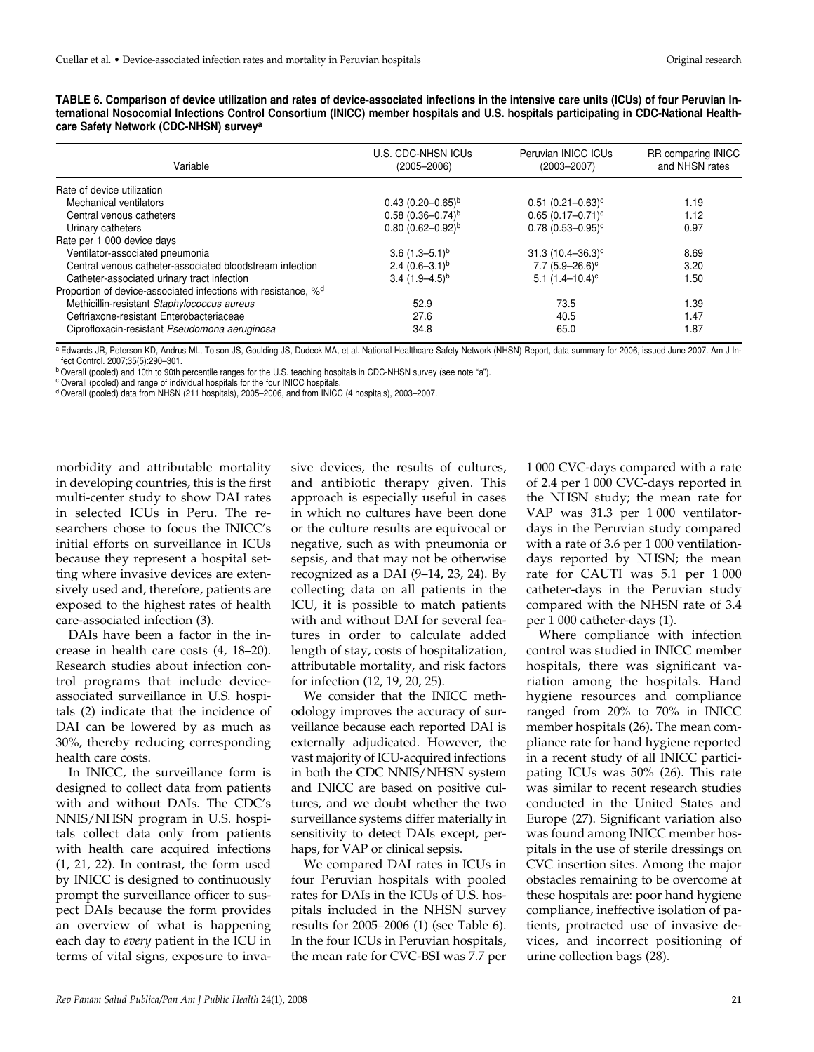**TABLE 6. Comparison of device utilization and rates of device-associated infections in the intensive care units (ICUs) of four Peruvian International Nosocomial Infections Control Consortium (INICC) member hospitals and U.S. hospitals participating in CDC-National Healthcare Safety Network (CDC-NHSN) survey[a]**

| Variable | U.S. CDC-NHSN ICUs (2005–2006) | Peruvian INICC ICUs (2003–2007) | RR comparing INICC and NHSN rates |
|---|---|---|---|
| Rate of device utilization | | | |
| Mechanical ventilators | 0.43 (0.20–0.65)[b] | 0.51 (0.21–0.63)[c] | 1.19 |
| Central venous catheters | 0.58 (0.36–0.74)[b] | 0.65 (0.17–0.71)[c] | 1.12 |
| Urinary catheters | 0.80 (0.62–0.92)[b] | 0.78 (0.53–0.95)[c] | 0.97 |
| Rate per 1 000 device days | | | |
| Ventilator-associated pneumonia | 3.6 (1.3–5.1)[b] | 31.3 (10.4–36.3)[c] | 8.69 |
| Central venous catheter-associated bloodstream infection | 2.4 (0.6–3.1)[b] | 7.7 (5.9–26.6)[c] | 3.20 |
| Catheter-associated urinary tract infection | 3.4 (1.9–4.5)[b] | 5.1 (1.4–10.4)[c] | 1.50 |
| Proportion of device-associated infections with resistance, %[d] | | | |
| Methicillin-resistant *Staphylococcus aureus* | 52.9 | 73.5 | 1.39 |
| Ceftriaxone-resistant Enterobacteriaceae | 27.6 | 40.5 | 1.47 |
| Ciprofloxacin-resistant *Pseudomona aeruginosa* | 34.8 | 65.0 | 1.87 |

[a] Edwards JR, Peterson KD, Andrus ML, Tolson JS, Goulding JS, Dudeck MA, et al. National Healthcare Safety Network (NHSN) Report, data summary for 2006, issued June 2007. Am J Infect Control. 2007;35(5):290–301.

[b] Overall (pooled) and 10th to 90th percentile ranges for the U.S. teaching hospitals in CDC-NHSN survey (see note "a").

[c] Overall (pooled) and range of individual hospitals for the four INICC hospitals.

[d] Overall (pooled) data from NHSN (211 hospitals), 2005–2006, and from INICC (4 hospitals), 2003–2007.

morbidity and attributable mortality in developing countries, this is the first multi-center study to show DAI rates in selected ICUs in Peru. The researchers chose to focus the INICC's initial efforts on surveillance in ICUs because they represent a hospital setting where invasive devices are extensively used and, therefore, patients are exposed to the highest rates of health care-associated infection (3).

DAIs have been a factor in the increase in health care costs (4, 18–20). Research studies about infection control programs that include device-associated surveillance in U.S. hospitals (2) indicate that the incidence of DAI can be lowered by as much as 30%, thereby reducing corresponding health care costs.

In INICC, the surveillance form is designed to collect data from patients with and without DAIs. The CDC's NNIS/NHSN program in U.S. hospitals collect data only from patients with health care acquired infections (1, 21, 22). In contrast, the form used by INICC is designed to continuously prompt the surveillance officer to suspect DAIs because the form provides an overview of what is happening each day to *every* patient in the ICU in terms of vital signs, exposure to invasive devices, the results of cultures, and antibiotic therapy given. This approach is especially useful in cases in which no cultures have been done or the culture results are equivocal or negative, such as with pneumonia or sepsis, and that may not be otherwise recognized as a DAI (9–14, 23, 24). By collecting data on all patients in the ICU, it is possible to match patients with and without DAI for several features in order to calculate added length of stay, costs of hospitalization, attributable mortality, and risk factors for infection (12, 19, 20, 25).

We consider that the INICC methodology improves the accuracy of surveillance because each reported DAI is externally adjudicated. However, the vast majority of ICU-acquired infections in both the CDC NNIS/NHSN system and INICC are based on positive cultures, and we doubt whether the two surveillance systems differ materially in sensitivity to detect DAIs except, perhaps, for VAP or clinical sepsis.

We compared DAI rates in ICUs in four Peruvian hospitals with pooled rates for DAIs in the ICUs of U.S. hospitals included in the NHSN survey results for 2005–2006 (1) (see Table 6). In the four ICUs in Peruvian hospitals, the mean rate for CVC-BSI was 7.7 per 1 000 CVC-days compared with a rate of 2.4 per 1 000 CVC-days reported in the NHSN study; the mean rate for VAP was 31.3 per 1 000 ventilator-days in the Peruvian study compared with a rate of 3.6 per 1 000 ventilation-days reported by NHSN; the mean rate for CAUTI was 5.1 per 1 000 catheter-days in the Peruvian study compared with the NHSN rate of 3.4 per 1 000 catheter-days (1).

Where compliance with infection control was studied in INICC member hospitals, there was significant variation among the hospitals. Hand hygiene resources and compliance ranged from 20% to 70% in INICC member hospitals (26). The mean compliance rate for hand hygiene reported in a recent study of all INICC participating ICUs was 50% (26). This rate was similar to recent research studies conducted in the United States and Europe (27). Significant variation also was found among INICC member hospitals in the use of sterile dressings on CVC insertion sites. Among the major obstacles remaining to be overcome at these hospitals are: poor hand hygiene compliance, ineffective isolation of patients, protracted use of invasive devices, and incorrect positioning of urine collection bags (28).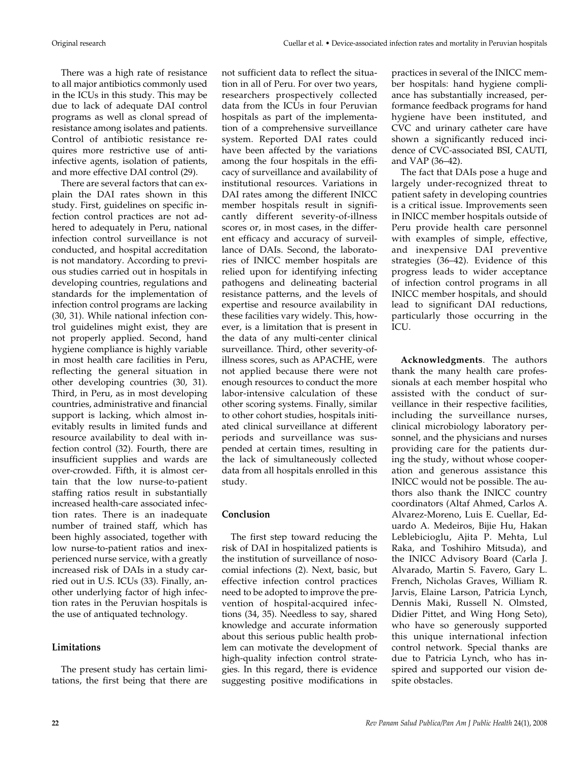There was a high rate of resistance to all major antibiotics commonly used in the ICUs in this study. This may be due to lack of adequate DAI control programs as well as clonal spread of resistance among isolates and patients. Control of antibiotic resistance requires more restrictive use of anti-infective agents, isolation of patients, and more effective DAI control (29).

There are several factors that can explain the DAI rates shown in this study. First, guidelines on specific infection control practices are not adhered to adequately in Peru, national infection control surveillance is not conducted, and hospital accreditation is not mandatory. According to previous studies carried out in hospitals in developing countries, regulations and standards for the implementation of infection control programs are lacking (30, 31). While national infection control guidelines might exist, they are not properly applied. Second, hand hygiene compliance is highly variable in most health care facilities in Peru, reflecting the general situation in other developing countries (30, 31). Third, in Peru, as in most developing countries, administrative and financial support is lacking, which almost inevitably results in limited funds and resource availability to deal with infection control (32). Fourth, there are insufficient supplies and wards are over-crowded. Fifth, it is almost certain that the low nurse-to-patient staffing ratios result in substantially increased health-care associated infection rates. There is an inadequate number of trained staff, which has been highly associated, together with low nurse-to-patient ratios and inexperienced nurse service, with a greatly increased risk of DAIs in a study carried out in U.S. ICUs (33). Finally, another underlying factor of high infection rates in the Peruvian hospitals is the use of antiquated technology.

## Limitations

The present study has certain limitations, the first being that there are not sufficient data to reflect the situation in all of Peru. For over two years, researchers prospectively collected data from the ICUs in four Peruvian hospitals as part of the implementation of a comprehensive surveillance system. Reported DAI rates could have been affected by the variations among the four hospitals in the efficacy of surveillance and availability of institutional resources. Variations in DAI rates among the different INICC member hospitals result in significantly different severity-of-illness scores or, in most cases, in the different efficacy and accuracy of surveillance of DAIs. Second, the laboratories of INICC member hospitals are relied upon for identifying infecting pathogens and delineating bacterial resistance patterns, and the levels of expertise and resource availability in these facilities vary widely. This, however, is a limitation that is present in the data of any multi-center clinical surveillance. Third, other severity-of-illness scores, such as APACHE, were not applied because there were not enough resources to conduct the more labor-intensive calculation of these other scoring systems. Finally, similar to other cohort studies, hospitals initiated clinical surveillance at different periods and surveillance was suspended at certain times, resulting in the lack of simultaneously collected data from all hospitals enrolled in this study.

## Conclusion

The first step toward reducing the risk of DAI in hospitalized patients is the institution of surveillance of nosocomial infections (2). Next, basic, but effective infection control practices need to be adopted to improve the prevention of hospital-acquired infections (34, 35). Needless to say, shared knowledge and accurate information about this serious public health problem can motivate the development of high-quality infection control strategies. In this regard, there is evidence suggesting positive modifications in practices in several of the INICC member hospitals: hand hygiene compliance has substantially increased, performance feedback programs for hand hygiene have been instituted, and CVC and urinary catheter care have shown a significantly reduced incidence of CVC-associated BSI, CAUTI, and VAP (36–42).

The fact that DAIs pose a huge and largely under-recognized threat to patient safety in developing countries is a critical issue. Improvements seen in INICC member hospitals outside of Peru provide health care personnel with examples of simple, effective, and inexpensive DAI preventive strategies (36–42). Evidence of this progress leads to wider acceptance of infection control programs in all INICC member hospitals, and should lead to significant DAI reductions, particularly those occurring in the ICU.

**Acknowledgments**. The authors thank the many health care professionals at each member hospital who assisted with the conduct of surveillance in their respective facilities, including the surveillance nurses, clinical microbiology laboratory personnel, and the physicians and nurses providing care for the patients during the study, without whose cooperation and generous assistance this INICC would not be possible. The authors also thank the INICC country coordinators (Altaf Ahmed, Carlos A. Alvarez-Moreno, Luis E. Cuellar, Eduardo A. Medeiros, Bijie Hu, Hakan Leblebicioglu, Ajita P. Mehta, Lul Raka, and Toshihiro Mitsuda), and the INICC Advisory Board (Carla J. Alvarado, Martin S. Favero, Gary L. French, Nicholas Graves, William R. Jarvis, Elaine Larson, Patricia Lynch, Dennis Maki, Russell N. Olmsted, Didier Pittet, and Wing Hong Seto), who have so generously supported this unique international infection control network. Special thanks are due to Patricia Lynch, who has inspired and supported our vision despite obstacles.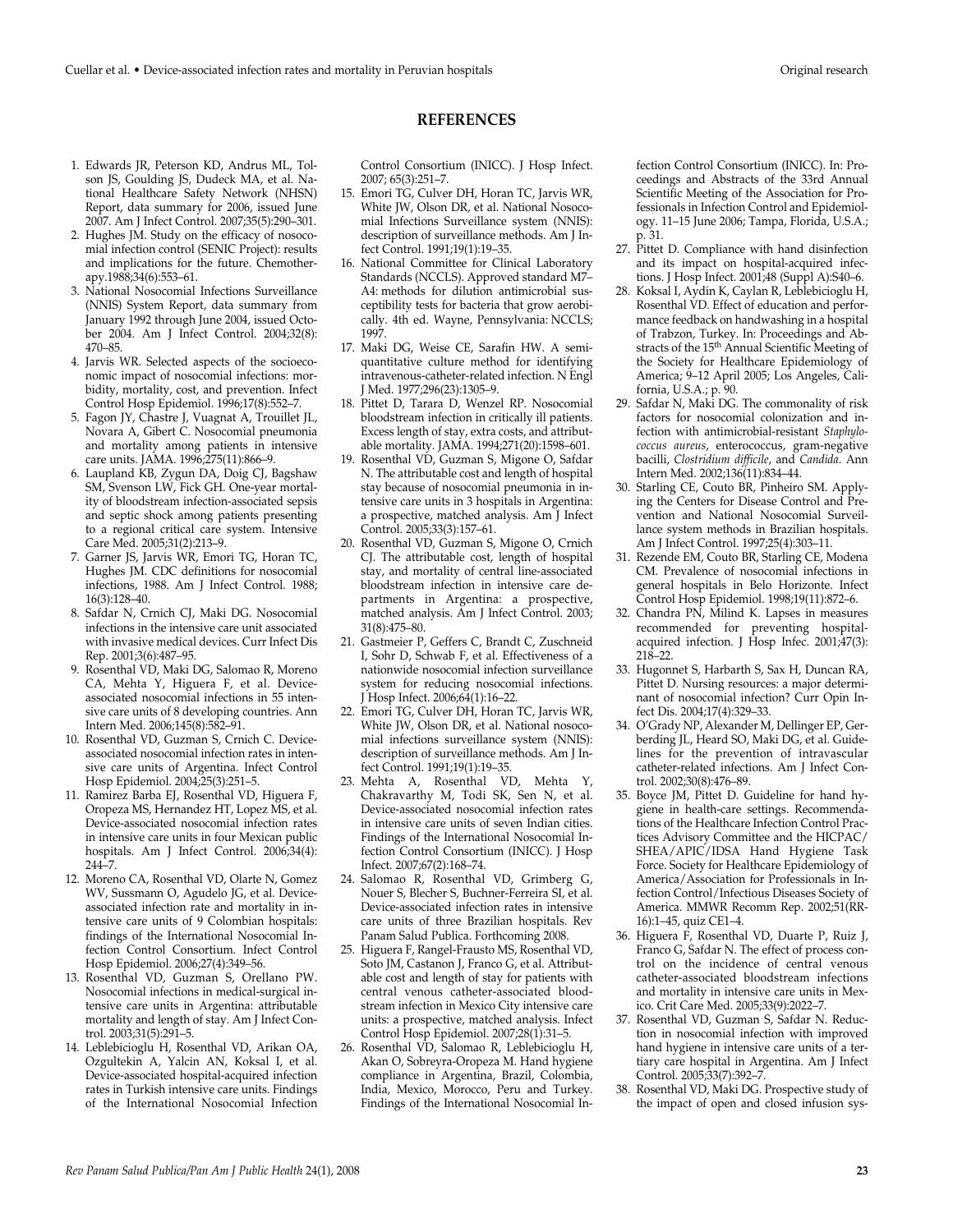## REFERENCES

1. Edwards JR, Peterson KD, Andrus ML, Tolson JS, Goulding JS, Dudeck MA, et al. National Healthcare Safety Network (NHSN) Report, data summary for 2006, issued June 2007. Am J Infect Control. 2007;35(5):290–301.
2. Hughes JM. Study on the efficacy of nosocomial infection control (SENIC Project): results and implications for the future. Chemotherapy.1988;34(6):553–61.
3. National Nosocomial Infections Surveillance (NNIS) System Report, data summary from January 1992 through June 2004, issued October 2004. Am J Infect Control. 2004;32(8): 470–85.
4. Jarvis WR. Selected aspects of the socioeconomic impact of nosocomial infections: morbidity, mortality, cost, and prevention. Infect Control Hosp Epidemiol. 1996;17(8):552–7.
5. Fagon JY, Chastre J, Vuagnat A, Trouillet JL, Novara A, Gibert C. Nosocomial pneumonia and mortality among patients in intensive care units. JAMA. 1996;275(11):866–9.
6. Laupland KB, Zygun DA, Doig CJ, Bagshaw SM, Svenson LW, Fick GH. One-year mortality of bloodstream infection-associated sepsis and septic shock among patients presenting to a regional critical care system. Intensive Care Med. 2005;31(2):213–9.
7. Garner JS, Jarvis WR, Emori TG, Horan TC, Hughes JM. CDC definitions for nosocomial infections, 1988. Am J Infect Control. 1988; 16(3):128–40.
8. Safdar N, Crnich CJ, Maki DG. Nosocomial infections in the intensive care unit associated with invasive medical devices. Curr Infect Dis Rep. 2001;3(6):487–95.
9. Rosenthal VD, Maki DG, Salomao R, Moreno CA, Mehta Y, Higuera F, et al. Device-associated nosocomial infections in 55 intensive care units of 8 developing countries. Ann Intern Med. 2006;145(8):582–91.
10. Rosenthal VD, Guzman S, Crnich C. Device-associated nosocomial infection rates in intensive care units of Argentina. Infect Control Hosp Epidemiol. 2004;25(3):251–5.
11. Ramirez Barba EJ, Rosenthal VD, Higuera F, Oropeza MS, Hernandez HT, Lopez MS, et al. Device-associated nosocomial infection rates in intensive care units in four Mexican public hospitals. Am J Infect Control. 2006;34(4): 244–7.
12. Moreno CA, Rosenthal VD, Olarte N, Gomez WV, Sussmann O, Agudelo JG, et al. Device-associated infection rate and mortality in intensive care units of 9 Colombian hospitals: findings of the International Nosocomial Infection Control Consortium. Infect Control Hosp Epidemiol. 2006;27(4):349–56.
13. Rosenthal VD, Guzman S, Orellano PW. Nosocomial infections in medical-surgical intensive care units in Argentina: attributable mortality and length of stay. Am J Infect Control. 2003;31(5):291–5.
14. Leblebicioglu H, Rosenthal VD, Arikan OA, Ozgultekin A, Yalcin AN, Koksal I, et al. Device-associated hospital-acquired infection rates in Turkish intensive care units. Findings of the International Nosocomial Infection Control Consortium (INICC). J Hosp Infect. 2007; 65(3):251–7.
15. Emori TG, Culver DH, Horan TC, Jarvis WR, White JW, Olson DR, et al. National Nosocomial Infections Surveillance system (NNIS): description of surveillance methods. Am J Infect Control. 1991;19(1):19–35.
16. National Committee for Clinical Laboratory Standards (NCCLS). Approved standard M7–A4: methods for dilution antimicrobial susceptibility tests for bacteria that grow aerobically. 4th ed. Wayne, Pennsylvania: NCCLS; 1997.
17. Maki DG, Weise CE, Sarafin HW. A semiquantitative culture method for identifying intravenous-catheter-related infection. N Engl J Med. 1977;296(23):1305–9.
18. Pittet D, Tarara D, Wenzel RP. Nosocomial bloodstream infection in critically ill patients. Excess length of stay, extra costs, and attributable mortality. JAMA. 1994;271(20):1598–601.
19. Rosenthal VD, Guzman S, Migone O, Safdar N. The attributable cost and length of hospital stay because of nosocomial pneumonia in intensive care units in 3 hospitals in Argentina: a prospective, matched analysis. Am J Infect Control. 2005;33(3):157–61.
20. Rosenthal VD, Guzman S, Migone O, Crnich CJ. The attributable cost, length of hospital stay, and mortality of central line-associated bloodstream infection in intensive care departments in Argentina: a prospective, matched analysis. Am J Infect Control. 2003; 31(8):475–80.
21. Gastmeier P, Geffers C, Brandt C, Zuschneid I, Sohr D, Schwab F, et al. Effectiveness of a nationwide nosocomial infection surveillance system for reducing nosocomial infections. J Hosp Infect. 2006;64(1):16–22.
22. Emori TG, Culver DH, Horan TC, Jarvis WR, White JW, Olson DR, et al. National nosocomial infections surveillance system (NNIS): description of surveillance methods. Am J Infect Control. 1991;19(1):19–35.
23. Mehta A, Rosenthal VD, Mehta Y, Chakravarthy M, Todi SK, Sen N, et al. Device-associated nosocomial infection rates in intensive care units of seven Indian cities. Findings of the International Nosocomial Infection Control Consortium (INICC). J Hosp Infect. 2007;67(2):168–74.
24. Salomao R, Rosenthal VD, Grimberg G, Nouer S, Blecher S, Buchner-Ferreira SI, et al. Device-associated infection rates in intensive care units of three Brazilian hospitals. Rev Panam Salud Publica. Forthcoming 2008.
25. Higuera F, Rangel-Frausto MS, Rosenthal VD, Soto JM, Castanon J, Franco G, et al. Attributable cost and length of stay for patients with central venous catheter-associated bloodstream infection in Mexico City intensive care units: a prospective, matched analysis. Infect Control Hosp Epidemiol. 2007;28(1):31–5.
26. Rosenthal VD, Salomao R, Leblebicioglu H, Akan O, Sobreyra-Oropeza M. Hand hygiene compliance in Argentina, Brazil, Colombia, India, Mexico, Morocco, Peru and Turkey. Findings of the International Nosocomial Infection Control Consortium (INICC). In: Proceedings and Abstracts of the 33rd Annual Scientific Meeting of the Association for Professionals in Infection Control and Epidemiology. 11–15 June 2006; Tampa, Florida, U.S.A.; p. 31.
27. Pittet D. Compliance with hand disinfection and its impact on hospital-acquired infections. J Hosp Infect. 2001;48 (Suppl A):S40–6.
28. Koksal I, Aydin K, Caylan R, Leblebicioglu H, Rosenthal VD. Effect of education and performance feedback on handwashing in a hospital of Trabzon, Turkey. In: Proceedings and Abstracts of the 15th Annual Scientific Meeting of the Society for Healthcare Epidemiology of America; 9–12 April 2005; Los Angeles, California, U.S.A.; p. 90.
29. Safdar N, Maki DG. The commonality of risk factors for nosocomial colonization and infection with antimicrobial-resistant *Staphylococcus aureus*, enterococcus, gram-negative bacilli, *Clostridium difficile*, and *Candida*. Ann Intern Med. 2002;136(11):834–44.
30. Starling CE, Couto BR, Pinheiro SM. Applying the Centers for Disease Control and Prevention and National Nosocomial Surveillance system methods in Brazilian hospitals. Am J Infect Control. 1997;25(4):303–11.
31. Rezende EM, Couto BR, Starling CE, Modena CM. Prevalence of nosocomial infections in general hospitals in Belo Horizonte. Infect Control Hosp Epidemiol. 1998;19(11):872–6.
32. Chandra PN, Milind K. Lapses in measures recommended for preventing hospital-acquired infection. J Hosp Infec. 2001;47(3): 218–22.
33. Hugonnet S, Harbarth S, Sax H, Duncan RA, Pittet D. Nursing resources: a major determinant of nosocomial infection? Curr Opin Infect Dis. 2004;17(4):329–33.
34. O'Grady NP, Alexander M, Dellinger EP, Gerberding JL, Heard SO, Maki DG, et al. Guidelines for the prevention of intravascular catheter-related infections. Am J Infect Control. 2002;30(8):476–89.
35. Boyce JM, Pittet D. Guideline for hand hygiene in health-care settings. Recommendations of the Healthcare Infection Control Practices Advisory Committee and the HICPAC/SHEA/APIC/IDSA Hand Hygiene Task Force. Society for Healthcare Epidemiology of America/Association for Professionals in Infection Control/Infectious Diseases Society of America. MMWR Recomm Rep. 2002;51(RR-16):1–45, quiz CE1–4.
36. Higuera F, Rosenthal VD, Duarte P, Ruiz J, Franco G, Safdar N. The effect of process control on the incidence of central venous catheter-associated bloodstream infections and mortality in intensive care units in Mexico. Crit Care Med. 2005;33(9):2022–7.
37. Rosenthal VD, Guzman S, Safdar N. Reduction in nosocomial infection with improved hand hygiene in intensive care units of a tertiary care hospital in Argentina. Am J Infect Control. 2005;33(7):392–7.
38. Rosenthal VD, Maki DG. Prospective study of the impact of open and closed infusion sys-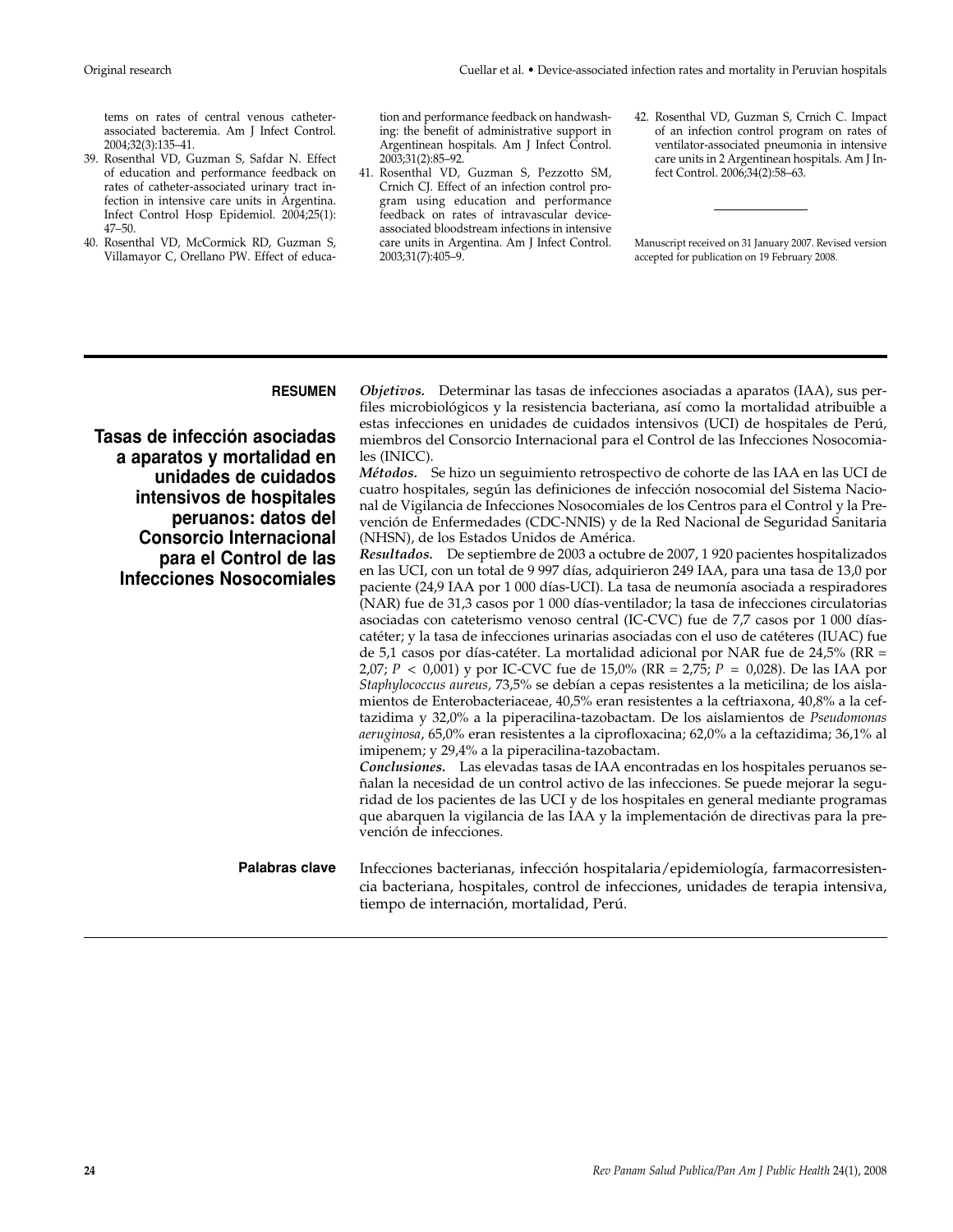tems on rates of central venous catheter-associated bacteremia. Am J Infect Control. 2004;32(3):135–41.

39. Rosenthal VD, Guzman S, Safdar N. Effect of education and performance feedback on rates of catheter-associated urinary tract infection in intensive care units in Argentina. Infect Control Hosp Epidemiol. 2004;25(1): 47–50.
40. Rosenthal VD, McCormick RD, Guzman S, Villamayor C, Orellano PW. Effect of education and performance feedback on handwashing: the benefit of administrative support in Argentinean hospitals. Am J Infect Control. 2003;31(2):85–92.
41. Rosenthal VD, Guzman S, Pezzotto SM, Crnich CJ. Effect of an infection control program using education and performance feedback on rates of intravascular device-associated bloodstream infections in intensive care units in Argentina. Am J Infect Control. 2003;31(7):405–9.
42. Rosenthal VD, Guzman S, Crnich C. Impact of an infection control program on rates of ventilator-associated pneumonia in intensive care units in 2 Argentinean hospitals. Am J Infect Control. 2006;34(2):58–63.

---

Manuscript received on 31 January 2007. Revised version accepted for publication on 19 February 2008.

---

## RESUMEN

## Tasas de infección asociadas a aparatos y mortalidad en unidades de cuidados intensivos de hospitales peruanos: datos del Consorcio Internacional para el Control de las Infecciones Nosocomiales

***Objetivos.*** Determinar las tasas de infecciones asociadas a aparatos (IAA), sus perfiles microbiológicos y la resistencia bacteriana, así como la mortalidad atribuible a estas infecciones en unidades de cuidados intensivos (UCI) de hospitales de Perú, miembros del Consorcio Internacional para el Control de las Infecciones Nosocomiales (INICC).

***Métodos.*** Se hizo un seguimiento retrospectivo de cohorte de las IAA en las UCI de cuatro hospitales, según las definiciones de infección nosocomial del Sistema Nacional de Vigilancia de Infecciones Nosocomiales de los Centros para el Control y la Prevención de Enfermedades (CDC-NNIS) y de la Red Nacional de Seguridad Sanitaria (NHSN), de los Estados Unidos de América.

***Resultados.*** De septiembre de 2003 a octubre de 2007, 1 920 pacientes hospitalizados en las UCI, con un total de 9 997 días, adquirieron 249 IAA, para una tasa de 13,0 por paciente (24,9 IAA por 1 000 días-UCI). La tasa de neumonía asociada a respiradores (NAR) fue de 31,3 casos por 1 000 días-ventilador; la tasa de infecciones circulatorias asociadas con cateterismo venoso central (IC-CVC) fue de 7,7 casos por 1 000 días-catéter; y la tasa de infecciones urinarias asociadas con el uso de catéteres (IUAC) fue de 5,1 casos por días-catéter. La mortalidad adicional por NAR fue de 24,5% (RR = 2,07; $P < 0{,}001$) y por IC-CVC fue de 15,0% (RR = 2,75; $P = 0{,}028$). De las IAA por *Staphylococcus aureus,* 73,5% se debían a cepas resistentes a la meticilina; de los aislamientos de Enterobacteriaceae, 40,5% eran resistentes a la ceftriaxona, 40,8% a la ceftazidima y 32,0% a la piperacilina-tazobactam. De los aislamientos de *Pseudomonas aeruginosa*, 65,0% eran resistentes a la ciprofloxacina; 62,0% a la ceftazidima; 36,1% al imipenem; y 29,4% a la piperacilina-tazobactam.

***Conclusiones.*** Las elevadas tasas de IAA encontradas en los hospitales peruanos señalan la necesidad de un control activo de las infecciones. Se puede mejorar la seguridad de los pacientes de las UCI y de los hospitales en general mediante programas que abarquen la vigilancia de las IAA y la implementación de directivas para la prevención de infecciones.

**Palabras clave** Infecciones bacterianas, infección hospitalaria/epidemiología, farmacorresistencia bacteriana, hospitales, control de infecciones, unidades de terapia intensiva, tiempo de internación, mortalidad, Perú.